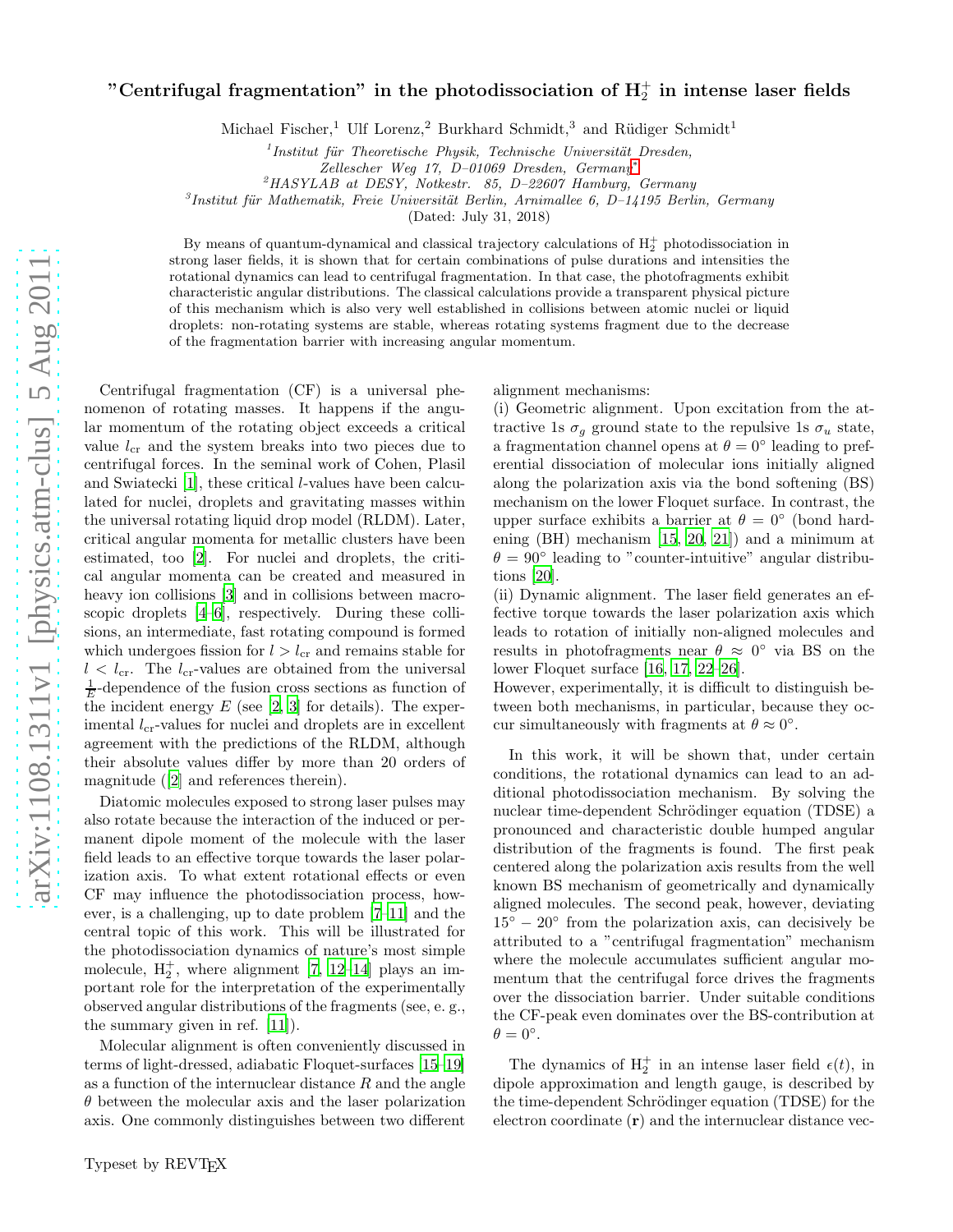# "Centrifugal fragmentation" in the photodissociation of $H_2^+$ in intense laser fields

Michael Fischer,[1] Ulf Lorenz,[2] Burkhard Schmidt,[3] and Rüdiger Schmidt[1]

[1] *Institut für Theoretische Physik, Technische Universität Dresden, Zellescher Weg 17, D–01069 Dresden, Germany*[*]

[2] *HASYLAB at DESY, Notkestr. 85, D–22607 Hamburg, Germany*

[3] *Institut für Mathematik, Freie Universität Berlin, Arnimallee 6, D–14195 Berlin, Germany*

(Dated: July 31, 2018)

By means of quantum-dynamical and classical trajectory calculations of $H_2^+$ photodissociation in strong laser fields, it is shown that for certain combinations of pulse durations and intensities the rotational dynamics can lead to centrifugal fragmentation. In that case, the photofragments exhibit characteristic angular distributions. The classical calculations provide a transparent physical picture of this mechanism which is also very well established in collisions between atomic nuclei or liquid droplets: non-rotating systems are stable, whereas rotating systems fragment due to the decrease of the fragmentation barrier with increasing angular momentum.

Centrifugal fragmentation (CF) is a universal phenomenon of rotating masses. It happens if the angular momentum of the rotating object exceeds a critical value $l_{\rm cr}$ and the system breaks into two pieces due to centrifugal forces. In the seminal work of Cohen, Plasil and Swiatecki [1], these critical $l$-values have been calculated for nuclei, droplets and gravitating masses within the universal rotating liquid drop model (RLDM). Later, critical angular momenta for metallic clusters have been estimated, too [2]. For nuclei and droplets, the critical angular momenta can be created and measured in heavy ion collisions [3] and in collisions between macroscopic droplets [4–6], respectively. During these collisions, an intermediate, fast rotating compound is formed which undergoes fission for $l > l_{\rm cr}$ and remains stable for $l < l_{\rm cr}$. The $l_{\rm cr}$-values are obtained from the universal $\frac{1}{E}$-dependence of the fusion cross sections as function of the incident energy $E$ (see [2, 3] for details). The experimental $l_{\rm cr}$-values for nuclei and droplets are in excellent agreement with the predictions of the RLDM, although their absolute values differ by more than 20 orders of magnitude ([2] and references therein).

Diatomic molecules exposed to strong laser pulses may also rotate because the interaction of the induced or permanent dipole moment of the molecule with the laser field leads to an effective torque towards the laser polarization axis. To what extent rotational effects or even CF may influence the photodissociation process, however, is a challenging, up to date problem [7–11] and the central topic of this work. This will be illustrated for the photodissociation dynamics of nature's most simple molecule, $H_2^+$, where alignment [7, 12–14] plays an important role for the interpretation of the experimentally observed angular distributions of the fragments (see, e. g., the summary given in ref. [11]).

Molecular alignment is often conveniently discussed in terms of light-dressed, adiabatic Floquet-surfaces [15–19] as a function of the internuclear distance $R$ and the angle $\theta$ between the molecular axis and the laser polarization axis. One commonly distinguishes between two different alignment mechanisms:

(i) Geometric alignment. Upon excitation from the attractive 1s $\sigma_g$ ground state to the repulsive 1s $\sigma_u$ state, a fragmentation channel opens at $\theta = 0°$ leading to preferential dissociation of molecular ions initially aligned along the polarization axis via the bond softening (BS) mechanism on the lower Floquet surface. In contrast, the upper surface exhibits a barrier at $\theta = 0°$ (bond hardening (BH) mechanism [15, 20, 21]) and a minimum at $\theta = 90°$ leading to "counter-intuitive" angular distributions [20].

(ii) Dynamic alignment. The laser field generates an effective torque towards the laser polarization axis which leads to rotation of initially non-aligned molecules and results in photofragments near $\theta \approx 0°$ via BS on the lower Floquet surface [16, 17, 22–26].

However, experimentally, it is difficult to distinguish between both mechanisms, in particular, because they occur simultaneously with fragments at $\theta \approx 0°$.

In this work, it will be shown that, under certain conditions, the rotational dynamics can lead to an additional photodissociation mechanism. By solving the nuclear time-dependent Schrödinger equation (TDSE) a pronounced and characteristic double humped angular distribution of the fragments is found. The first peak centered along the polarization axis results from the well known BS mechanism of geometrically and dynamically aligned molecules. The second peak, however, deviating $15° - 20°$ from the polarization axis, can decisively be attributed to a "centrifugal fragmentation" mechanism where the molecule accumulates sufficient angular momentum that the centrifugal force drives the fragments over the dissociation barrier. Under suitable conditions the CF-peak even dominates over the BS-contribution at $\theta = 0°$.

The dynamics of $H_2^+$ in an intense laser field $\epsilon(t)$, in dipole approximation and length gauge, is described by the time-dependent Schrödinger equation (TDSE) for the electron coordinate ($\mathbf{r}$) and the internuclear distance vec-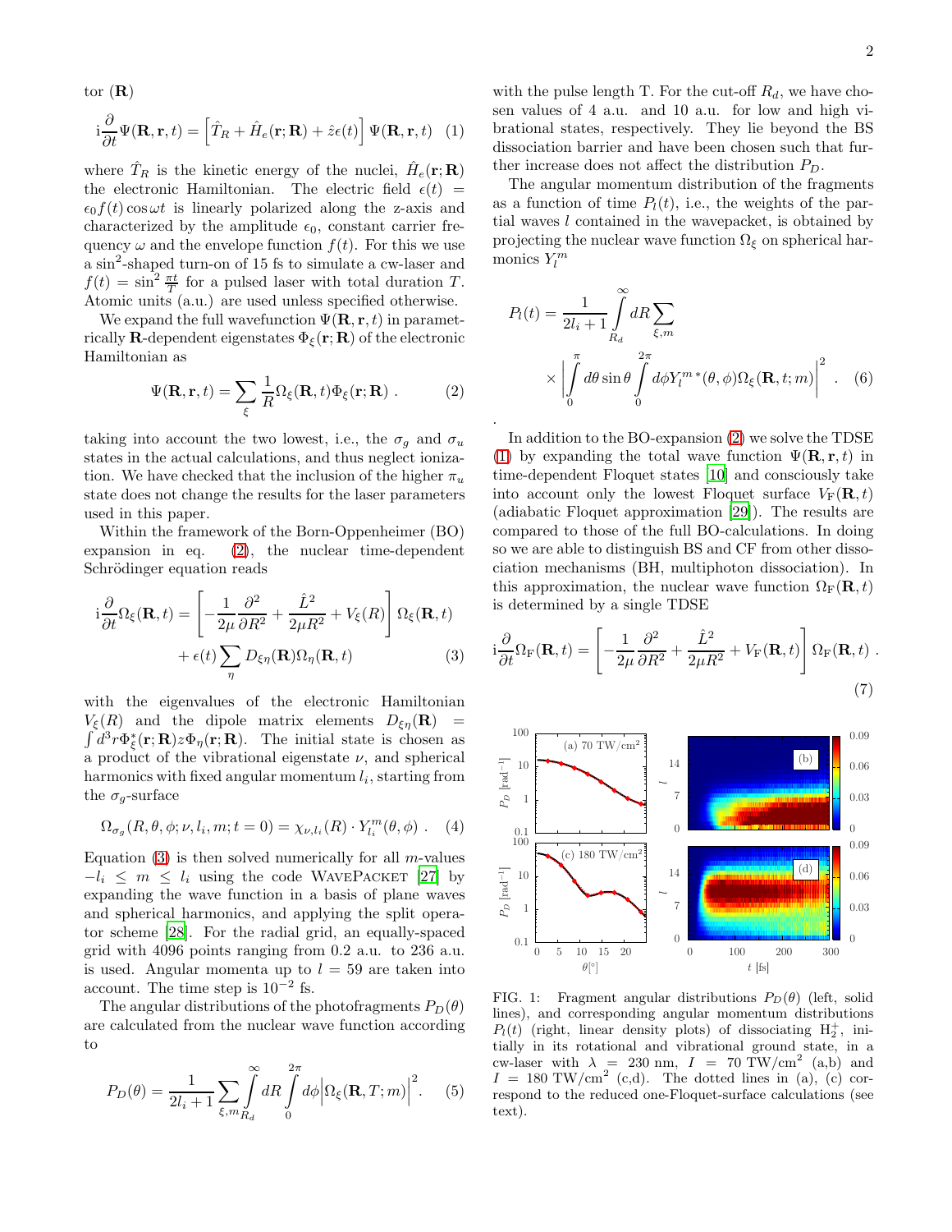tor ($\mathbf{R}$)

$$\mathrm{i}\frac{\partial}{\partial t}\Psi(\mathbf{R},\mathbf{r},t) = \left[\hat{T}_R + \hat{H}_e(\mathbf{r};\mathbf{R}) + \hat{z}\epsilon(t)\right]\Psi(\mathbf{R},\mathbf{r},t) \quad (1)$$

where $\hat{T}_R$ is the kinetic energy of the nuclei, $\hat{H}_e(\mathbf{r};\mathbf{R})$ the electronic Hamiltonian. The electric field $\epsilon(t) = \epsilon_0 f(t)\cos\omega t$ is linearly polarized along the z-axis and characterized by the amplitude $\epsilon_0$, constant carrier frequency $\omega$ and the envelope function $f(t)$. For this we use a $\sin^2$-shaped turn-on of 15 fs to simulate a cw-laser and $f(t) = \sin^2\frac{\pi t}{T}$ for a pulsed laser with total duration $T$. Atomic units (a.u.) are used unless specified otherwise.

We expand the full wavefunction $\Psi(\mathbf{R},\mathbf{r},t)$ in parametrically $\mathbf{R}$-dependent eigenstates $\Phi_\xi(\mathbf{r};\mathbf{R})$ of the electronic Hamiltonian as

$$\Psi(\mathbf{R},\mathbf{r},t) = \sum_\xi \frac{1}{R}\Omega_\xi(\mathbf{R},t)\Phi_\xi(\mathbf{r};\mathbf{R})\ . \quad (2)$$

taking into account the two lowest, i.e., the $\sigma_g$ and $\sigma_u$ states in the actual calculations, and thus neglect ionization. We have checked that the inclusion of the higher $\pi_u$ state does not change the results for the laser parameters used in this paper.

Within the framework of the Born-Oppenheimer (BO) expansion in eq. (2), the nuclear time-dependent Schrödinger equation reads

$$\mathrm{i}\frac{\partial}{\partial t}\Omega_\xi(\mathbf{R},t) = \left[-\frac{1}{2\mu}\frac{\partial^2}{\partial R^2} + \frac{\hat{L}^2}{2\mu R^2} + V_\xi(R)\right]\Omega_\xi(\mathbf{R},t) + \epsilon(t)\sum_\eta D_{\xi\eta}(\mathbf{R})\Omega_\eta(\mathbf{R},t) \quad (3)$$

with the eigenvalues of the electronic Hamiltonian $V_\xi(R)$ and the dipole matrix elements $D_{\xi\eta}(\mathbf{R}) = \int d^3r\,\Phi_\xi^*(\mathbf{r};\mathbf{R})z\Phi_\eta(\mathbf{r};\mathbf{R})$. The initial state is chosen as a product of the vibrational eigenstate $\nu$, and spherical harmonics with fixed angular momentum $l_i$, starting from the $\sigma_g$-surface

$$\Omega_{\sigma_g}(R,\theta,\phi;\nu,l_i,m;t=0) = \chi_{\nu,l_i}(R)\cdot Y_{l_i}^m(\theta,\phi)\ . \quad (4)$$

Equation (3) is then solved numerically for all $m$-values $-l_i \le m \le l_i$ using the code WavePacket [27] by expanding the wave function in a basis of plane waves and spherical harmonics, and applying the split operator scheme [28]. For the radial grid, an equally-spaced grid with 4096 points ranging from 0.2 a.u. to 236 a.u. is used. Angular momenta up to $l = 59$ are taken into account. The time step is $10^{-2}$ fs.

The angular distributions of the photofragments $P_D(\theta)$ are calculated from the nuclear wave function according to

$$P_D(\theta) = \frac{1}{2l_i+1}\sum_{\xi,m}\int_{R_d}^{\infty}dR\int_0^{2\pi}d\phi\left|\Omega_\xi(\mathbf{R},T;m)\right|^2. \quad (5)$$

with the pulse length T. For the cut-off $R_d$, we have chosen values of 4 a.u. and 10 a.u. for low and high vibrational states, respectively. They lie beyond the BS dissociation barrier and have been chosen such that further increase does not affect the distribution $P_D$.

The angular momentum distribution of the fragments as a function of time $P_l(t)$, i.e., the weights of the partial waves $l$ contained in the wavepacket, is obtained by projecting the nuclear wave function $\Omega_\xi$ on spherical harmonics $Y_l^m$

$$P_l(t) = \frac{1}{2l_i+1}\int_{R_d}^{\infty}dR\sum_{\xi,m} \times\left|\int_0^{\pi}d\theta\sin\theta\int_0^{2\pi}d\phi Y_l^{m\,*}(\theta,\phi)\Omega_\xi(\mathbf{R},t;m)\right|^2. \quad (6)$$

In addition to the BO-expansion (2) we solve the TDSE (1) by expanding the total wave function $\Psi(\mathbf{R},\mathbf{r},t)$ in time-dependent Floquet states [10] and consciously take into account only the lowest Floquet surface $V_\mathrm{F}(\mathbf{R},t)$ (adiabatic Floquet approximation [29]). The results are compared to those of the full BO-calculations. In doing so we are able to distinguish BS and CF from other dissociation mechanisms (BH, multiphoton dissociation). In this approximation, the nuclear wave function $\Omega_\mathrm{F}(\mathbf{R},t)$ is determined by a single TDSE

$$\mathrm{i}\frac{\partial}{\partial t}\Omega_\mathrm{F}(\mathbf{R},t) = \left[-\frac{1}{2\mu}\frac{\partial^2}{\partial R^2} + \frac{\hat{L}^2}{2\mu R^2} + V_\mathrm{F}(\mathbf{R},t)\right]\Omega_\mathrm{F}(\mathbf{R},t)\ . \quad (7)$$

FIG. 1: Fragment angular distributions $P_D(\theta)$ (left, solid lines), and corresponding angular momentum distributions $P_l(t)$ (right, linear density plots) of dissociating $H_2^+$, initially in its rotational and vibrational ground state, in a cw-laser with $\lambda$ = 230 nm, $I$ = 70 TW/cm$^2$ (a,b) and $I$ = 180 TW/cm$^2$ (c,d). The dotted lines in (a), (c) correspond to the reduced one-Floquet-surface calculations (see text).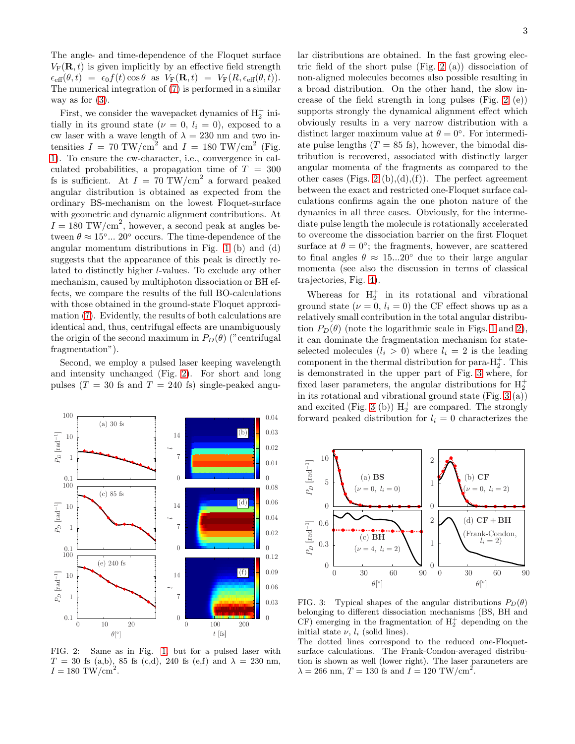The angle- and time-dependence of the Floquet surface $V_F(\mathbf{R}, t)$ is given implicitly by an effective field strength $\epsilon_{\rm eff}(\theta, t) = \epsilon_0 f(t) \cos\theta$ as $V_F(\mathbf{R}, t) = V_F(R, \epsilon_{\rm eff}(\theta, t))$. The numerical integration of (7) is performed in a similar way as for (3).

First, we consider the wavepacket dynamics of $H_2^+$ initially in its ground state ($\nu = 0$, $l_i = 0$), exposed to a cw laser with a wave length of $\lambda = 230$ nm and two intensities $I = 70$ TW/cm$^2$ and $I = 180$ TW/cm$^2$ (Fig. 1). To ensure the cw-character, i.e., convergence in calculated probabilities, a propagation time of $T = 300$ fs is sufficient. At $I = 70$ TW/cm$^2$ a forward peaked angular distribution is obtained as expected from the ordinary BS-mechanism on the lowest Floquet-surface with geometric and dynamic alignment contributions. At $I = 180$ TW/cm$^2$, however, a second peak at angles between $\theta \approx 15°... 20°$ occurs. The time-dependence of the angular momentum distributions in Fig. 1 (b) and (d) suggests that the appearance of this peak is directly related to distinctly higher $l$-values. To exclude any other mechanism, caused by multiphoton dissociation or BH effects, we compare the results of the full BO-calculations with those obtained in the ground-state Floquet approximation (7). Evidently, the results of both calculations are identical and, thus, centrifugal effects are unambiguously the origin of the second maximum in $P_D(\theta)$ ("centrifugal fragmentation").

Second, we employ a pulsed laser keeping wavelength and intensity unchanged (Fig. 2). For short and long pulses ($T = 30$ fs and $T = 240$ fs) single-peaked angular distributions are obtained. In the fast growing electric field of the short pulse (Fig. 2 (a)) dissociation of non-aligned molecules becomes also possible resulting in a broad distribution. On the other hand, the slow increase of the field strength in long pulses (Fig. 2 (e)) supports strongly the dynamical alignment effect which obviously results in a very narrow distribution with a distinct larger maximum value at $\theta = 0°$. For intermediate pulse lengths ($T = 85$ fs), however, the bimodal distribution is recovered, associated with distinctly larger angular momenta of the fragments as compared to the other cases (Figs. 2 (b),(d),(f)). The perfect agreement between the exact and restricted one-Floquet surface calculations confirms again the one photon nature of the dynamics in all three cases. Obviously, for the intermediate pulse length the molecule is rotationally accelerated to overcome the dissociation barrier on the first Floquet surface at $\theta = 0°$; the fragments, however, are scattered to final angles $\theta \approx 15...20°$ due to their large angular momenta (see also the discussion in terms of classical trajectories, Fig. 4).

FIG. 2: Same as in Fig. 1, but for a pulsed laser with $T = 30$ fs (a,b), 85 fs (c,d), 240 fs (e,f) and $\lambda = 230$ nm, $I = 180$ TW/cm$^2$.

Whereas for $H_2^+$ in its rotational and vibrational ground state ($\nu = 0$, $l_i = 0$) the CF effect shows up as a relatively small contribution in the total angular distribution $P_D(\theta)$ (note the logarithmic scale in Figs. 1 and 2), it can dominate the fragmentation mechanism for state-selected molecules ($l_i > 0$) where $l_i = 2$ is the leading component in the thermal distribution for para-$H_2^+$. This is demonstrated in the upper part of Fig. 3 where, for fixed laser parameters, the angular distributions for $H_2^+$ in its rotational and vibrational ground state (Fig. 3 (a)) and excited (Fig. 3 (b)) $H_2^+$ are compared. The strongly forward peaked distribution for $l_i = 0$ characterizes the

FIG. 3: Typical shapes of the angular distributions $P_D(\theta)$ belonging to different dissociation mechanisms (BS, BH and CF) emerging in the fragmentation of $H_2^+$ depending on the initial state $\nu$, $l_i$ (solid lines).
The dotted lines correspond to the reduced one-Floquet-surface calculations. The Frank-Condon-averaged distribution is shown as well (lower right). The laser parameters are $\lambda = 266$ nm, $T = 130$ fs and $I = 120$ TW/cm$^2$.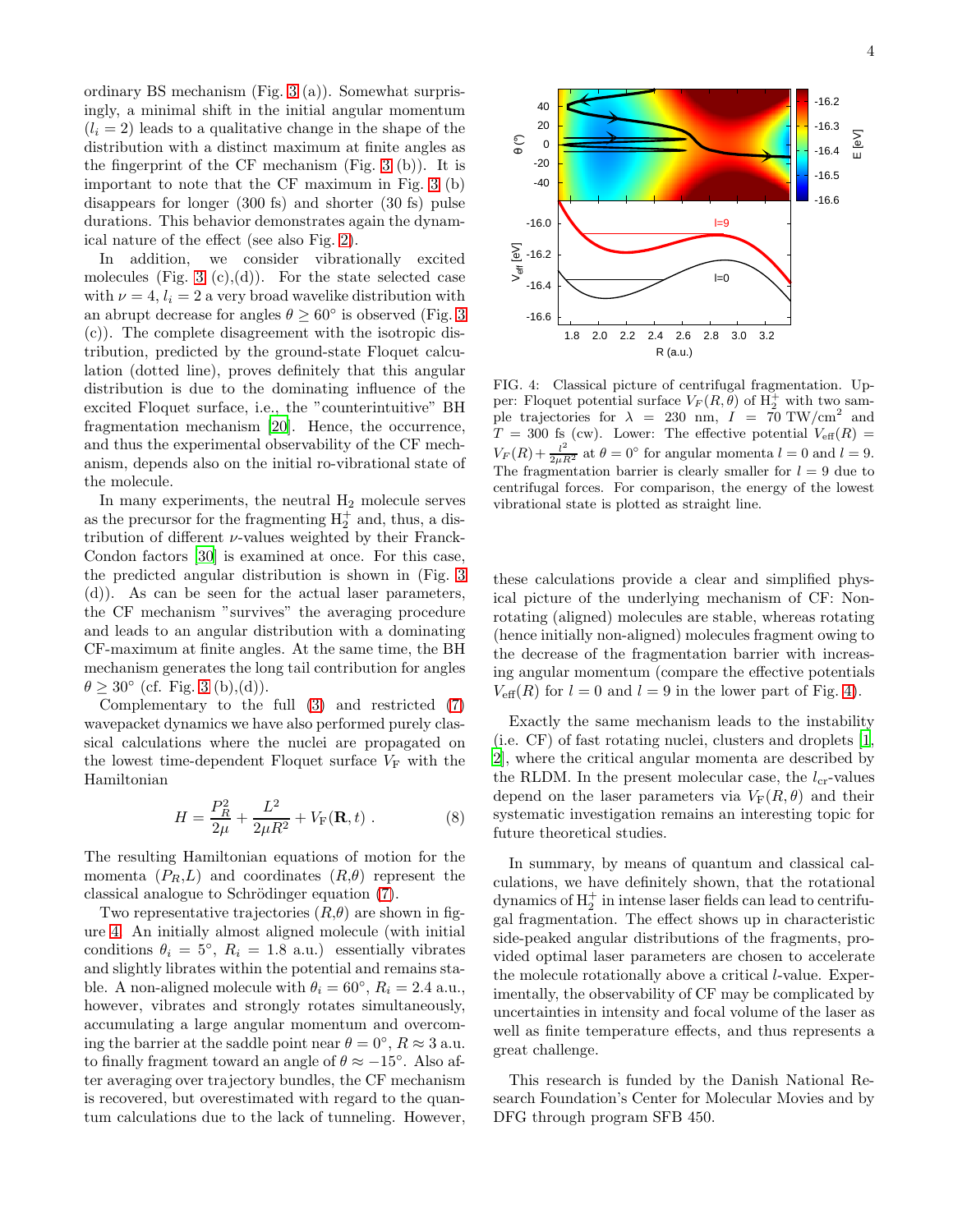ordinary BS mechanism (Fig. 3 (a)). Somewhat surprisingly, a minimal shift in the initial angular momentum ($l_i = 2$) leads to a qualitative change in the shape of the distribution with a distinct maximum at finite angles as the fingerprint of the CF mechanism (Fig. 3 (b)). It is important to note that the CF maximum in Fig. 3 (b) disappears for longer (300 fs) and shorter (30 fs) pulse durations. This behavior demonstrates again the dynamical nature of the effect (see also Fig. 2).

In addition, we consider vibrationally excited molecules (Fig. 3 (c),(d)). For the state selected case with $\nu = 4$, $l_i = 2$ a very broad wavelike distribution with an abrupt decrease for angles $\theta \geq 60°$ is observed (Fig. 3 (c)). The complete disagreement with the isotropic distribution, predicted by the ground-state Floquet calculation (dotted line), proves definitely that this angular distribution is due to the dominating influence of the excited Floquet surface, i.e., the "counterintuitive" BH fragmentation mechanism [20]. Hence, the occurrence, and thus the experimental observability of the CF mechanism, depends also on the initial ro-vibrational state of the molecule.

In many experiments, the neutral $H_2$ molecule serves as the precursor for the fragmenting $H_2^+$ and, thus, a distribution of different $\nu$-values weighted by their Franck-Condon factors [30] is examined at once. For this case, the predicted angular distribution is shown in (Fig. 3 (d)). As can be seen for the actual laser parameters, the CF mechanism "survives" the averaging procedure and leads to an angular distribution with a dominating CF-maximum at finite angles. At the same time, the BH mechanism generates the long tail contribution for angles $\theta \geq 30°$ (cf. Fig. 3 (b),(d)).

Complementary to the full (3) and restricted (7) wavepacket dynamics we have also performed purely classical calculations where the nuclei are propagated on the lowest time-dependent Floquet surface $V_\mathrm{F}$ with the Hamiltonian

$$H = \frac{P_R^2}{2\mu} + \frac{L^2}{2\mu R^2} + V_\mathrm{F}(\mathbf{R}, t) \; . \tag{8}$$

The resulting Hamiltonian equations of motion for the momenta ($P_R$,$L$) and coordinates ($R$,$\theta$) represent the classical analogue to Schrödinger equation (7).

Two representative trajectories ($R$,$\theta$) are shown in figure 4. An initially almost aligned molecule (with initial conditions $\theta_i = 5°$, $R_i = 1.8$ a.u.) essentially vibrates and slightly librates within the potential and remains stable. A non-aligned molecule with $\theta_i = 60°$, $R_i = 2.4$ a.u., however, vibrates and strongly rotates simultaneously, accumulating a large angular momentum and overcoming the barrier at the saddle point near $\theta = 0°$, $R \approx 3$ a.u. to finally fragment toward an angle of $\theta \approx -15°$. Also after averaging over trajectory bundles, the CF mechanism is recovered, but overestimated with regard to the quantum calculations due to the lack of tunneling. However, these calculations provide a clear and simplified physical picture of the underlying mechanism of CF: Non-rotating (aligned) molecules are stable, whereas rotating (hence initially non-aligned) molecules fragment owing to the decrease of the fragmentation barrier with increasing angular momentum (compare the effective potentials $V_\mathrm{eff}(R)$ for $l = 0$ and $l = 9$ in the lower part of Fig. 4).

FIG. 4: Classical picture of centrifugal fragmentation. Upper: Floquet potential surface $V_F(R, \theta)$ of $H_2^+$ with two sample trajectories for $\lambda = 230$ nm, $I = 70$ TW/cm$^2$ and $T = 300$ fs (cw). Lower: The effective potential $V_\mathrm{eff}(R) = V_F(R) + \frac{l^2}{2\mu R^2}$ at $\theta = 0°$ for angular momenta $l = 0$ and $l = 9$. The fragmentation barrier is clearly smaller for $l = 9$ due to centrifugal forces. For comparison, the energy of the lowest vibrational state is plotted as straight line.

Exactly the same mechanism leads to the instability (i.e. CF) of fast rotating nuclei, clusters and droplets [1, 2], where the critical angular momenta are described by the RLDM. In the present molecular case, the $l_\mathrm{cr}$-values depend on the laser parameters via $V_\mathrm{F}(R, \theta)$ and their systematic investigation remains an interesting topic for future theoretical studies.

In summary, by means of quantum and classical calculations, we have definitely shown, that the rotational dynamics of $H_2^+$ in intense laser fields can lead to centrifugal fragmentation. The effect shows up in characteristic side-peaked angular distributions of the fragments, provided optimal laser parameters are chosen to accelerate the molecule rotationally above a critical $l$-value. Experimentally, the observability of CF may be complicated by uncertainties in intensity and focal volume of the laser as well as finite temperature effects, and thus represents a great challenge.

This research is funded by the Danish National Research Foundation's Center for Molecular Movies and by DFG through program SFB 450.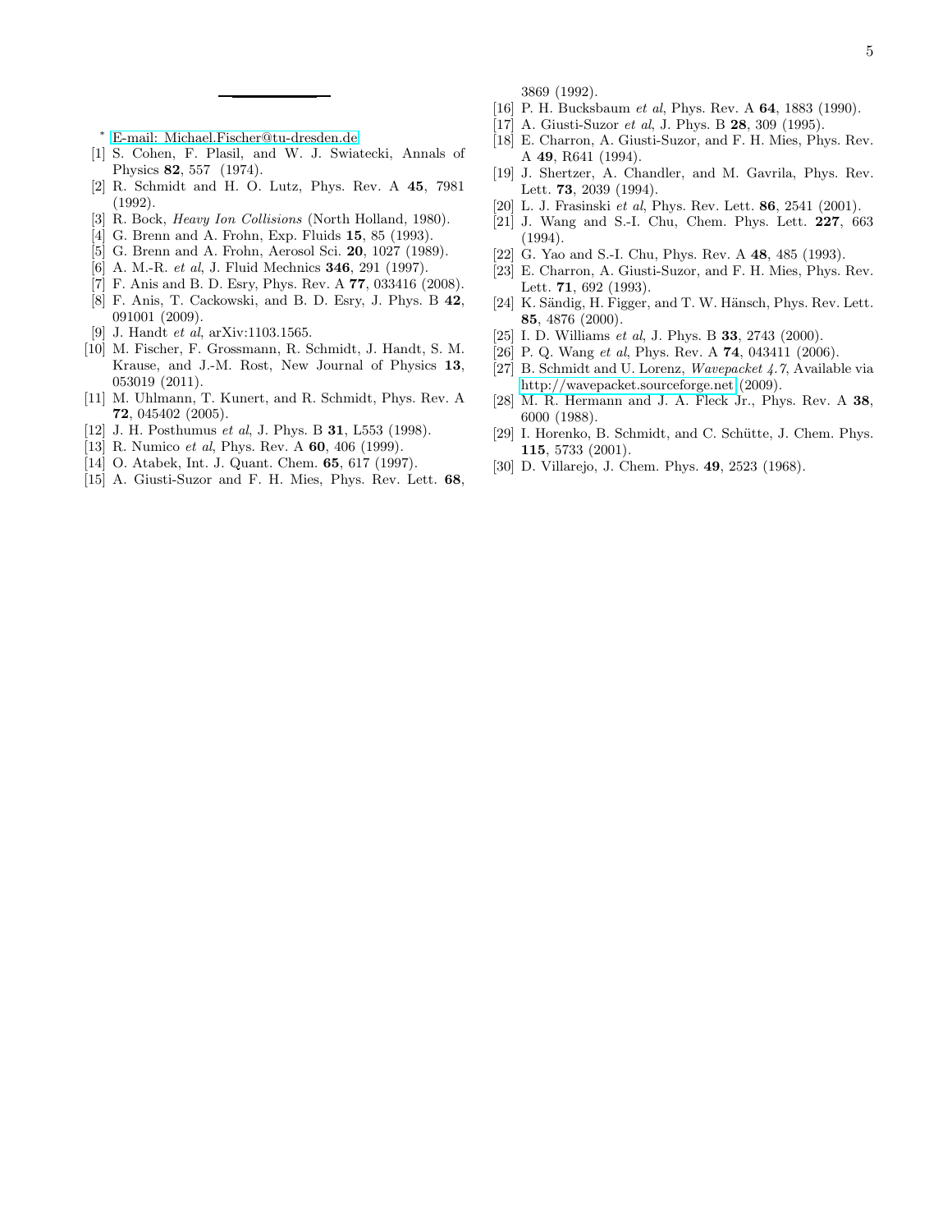\* E-mail: Michael.Fischer@tu-dresden.de

[1] S. Cohen, F. Plasil, and W. J. Swiatecki, Annals of Physics **82**, 557 (1974).

[2] R. Schmidt and H. O. Lutz, Phys. Rev. A **45**, 7981 (1992).

[3] R. Bock, *Heavy Ion Collisions* (North Holland, 1980).

[4] G. Brenn and A. Frohn, Exp. Fluids **15**, 85 (1993).

[5] G. Brenn and A. Frohn, Aerosol Sci. **20**, 1027 (1989).

[6] A. M.-R. *et al*, J. Fluid Mechnics **346**, 291 (1997).

[7] F. Anis and B. D. Esry, Phys. Rev. A **77**, 033416 (2008).

[8] F. Anis, T. Cackowski, and B. D. Esry, J. Phys. B **42**, 091001 (2009).

[9] J. Handt *et al*, arXiv:1103.1565.

[10] M. Fischer, F. Grossmann, R. Schmidt, J. Handt, S. M. Krause, and J.-M. Rost, New Journal of Physics **13**, 053019 (2011).

[11] M. Uhlmann, T. Kunert, and R. Schmidt, Phys. Rev. A **72**, 045402 (2005).

[12] J. H. Posthumus *et al*, J. Phys. B **31**, L553 (1998).

[13] R. Numico *et al*, Phys. Rev. A **60**, 406 (1999).

[14] O. Atabek, Int. J. Quant. Chem. **65**, 617 (1997).

[15] A. Giusti-Suzor and F. H. Mies, Phys. Rev. Lett. **68**, 3869 (1992).

[16] P. H. Bucksbaum *et al*, Phys. Rev. A **64**, 1883 (1990).

[17] A. Giusti-Suzor *et al*, J. Phys. B **28**, 309 (1995).

[18] E. Charron, A. Giusti-Suzor, and F. H. Mies, Phys. Rev. A **49**, R641 (1994).

[19] J. Shertzer, A. Chandler, and M. Gavrila, Phys. Rev. Lett. **73**, 2039 (1994).

[20] L. J. Frasinski *et al*, Phys. Rev. Lett. **86**, 2541 (2001).

[21] J. Wang and S.-I. Chu, Chem. Phys. Lett. **227**, 663 (1994).

[22] G. Yao and S.-I. Chu, Phys. Rev. A **48**, 485 (1993).

[23] E. Charron, A. Giusti-Suzor, and F. H. Mies, Phys. Rev. Lett. **71**, 692 (1993).

[24] K. Sändig, H. Figger, and T. W. Hänsch, Phys. Rev. Lett. **85**, 4876 (2000).

[25] I. D. Williams *et al*, J. Phys. B **33**, 2743 (2000).

[26] P. Q. Wang *et al*, Phys. Rev. A **74**, 043411 (2006).

[27] B. Schmidt and U. Lorenz, *Wavepacket 4.7*, Available via http://wavepacket.sourceforge.net (2009).

[28] M. R. Hermann and J. A. Fleck Jr., Phys. Rev. A **38**, 6000 (1988).

[29] I. Horenko, B. Schmidt, and C. Schütte, J. Chem. Phys. **115**, 5733 (2001).

[30] D. Villarejo, J. Chem. Phys. **49**, 2523 (1968).